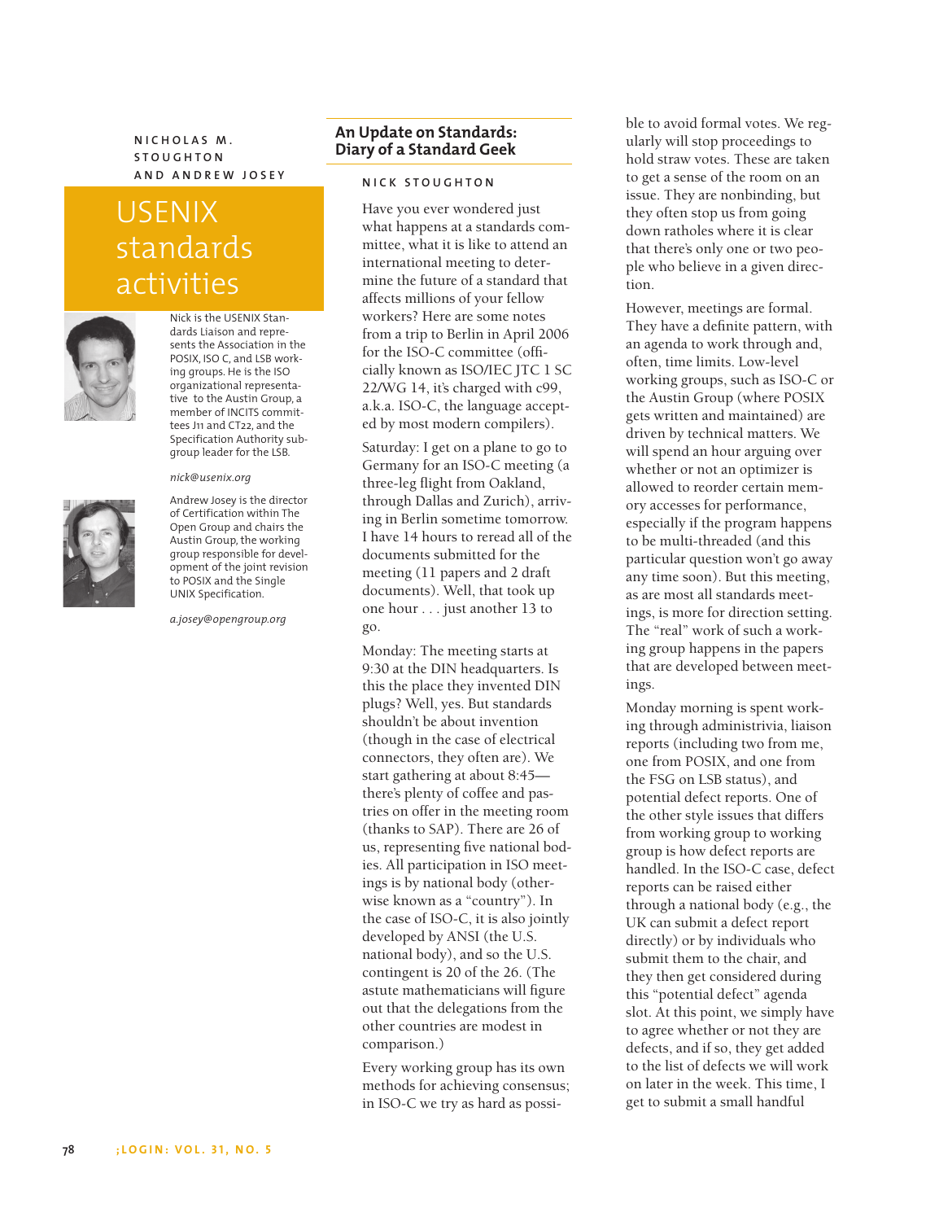NICHOLAS M. STOUGHTON AND ANDREW JOSEY

# USENIX standards activities

Nick is the USENIX Standards Liaison and represents the Association in the POSIX, ISO C, and LSB working groups. He is the ISO organizational representative to the Austin Group, a member of INCITS committees J11 and CT22, and the Specification Authority subgroup leader for the LSB.

*nick@usenix.org*

Andrew Josey is the director of Certification within The Open Group and chairs the Austin Group, the working group responsible for development of the joint revision to POSIX and the Single UNIX Specification.

*a.josey@opengroup.org*

## An Update on Standards: Diary of a Standard Geek

NICK STOUGHTON

Have you ever wondered just what happens at a standards committee, what it is like to attend an international meeting to determine the future of a standard that affects millions of your fellow workers? Here are some notes from a trip to Berlin in April 2006 for the ISO-C committee (officially known as ISO/IEC JTC 1 SC 22/WG 14, it's charged with c99, a.k.a. ISO-C, the language accepted by most modern compilers).

Saturday: I get on a plane to go to Germany for an ISO-C meeting (a three-leg flight from Oakland, through Dallas and Zurich), arriving in Berlin sometime tomorrow. I have 14 hours to reread all of the documents submitted for the meeting (11 papers and 2 draft documents). Well, that took up one hour . . . just another 13 to go.

Monday: The meeting starts at 9:30 at the DIN headquarters. Is this the place they invented DIN plugs? Well, yes. But standards shouldn't be about invention (though in the case of electrical connectors, they often are). We start gathering at about 8:45—there's plenty of coffee and pastries on offer in the meeting room (thanks to SAP). There are 26 of us, representing five national bodies. All participation in ISO meetings is by national body (otherwise known as a "country"). In the case of ISO-C, it is also jointly developed by ANSI (the U.S. national body), and so the U.S. contingent is 20 of the 26. (The astute mathematicians will figure out that the delegations from the other countries are modest in comparison.)

Every working group has its own methods for achieving consensus; in ISO-C we try as hard as possible to avoid formal votes. We regularly will stop proceedings to hold straw votes. These are taken to get a sense of the room on an issue. They are nonbinding, but they often stop us from going down ratholes where it is clear that there's only one or two people who believe in a given direction.

However, meetings are formal. They have a definite pattern, with an agenda to work through and, often, time limits. Low-level working groups, such as ISO-C or the Austin Group (where POSIX gets written and maintained) are driven by technical matters. We will spend an hour arguing over whether or not an optimizer is allowed to reorder certain memory accesses for performance, especially if the program happens to be multi-threaded (and this particular question won't go away any time soon). But this meeting, as are most all standards meetings, is more for direction setting. The "real" work of such a working group happens in the papers that are developed between meetings.

Monday morning is spent working through administrivia, liaison reports (including two from me, one from POSIX, and one from the FSG on LSB status), and potential defect reports. One of the other style issues that differs from working group to working group is how defect reports are handled. In the ISO-C case, defect reports can be raised either through a national body (e.g., the UK can submit a defect report directly) or by individuals who submit them to the chair, and they then get considered during this "potential defect" agenda slot. At this point, we simply have to agree whether or not they are defects, and if so, they get added to the list of defects we will work on later in the week. This time, I get to submit a small handful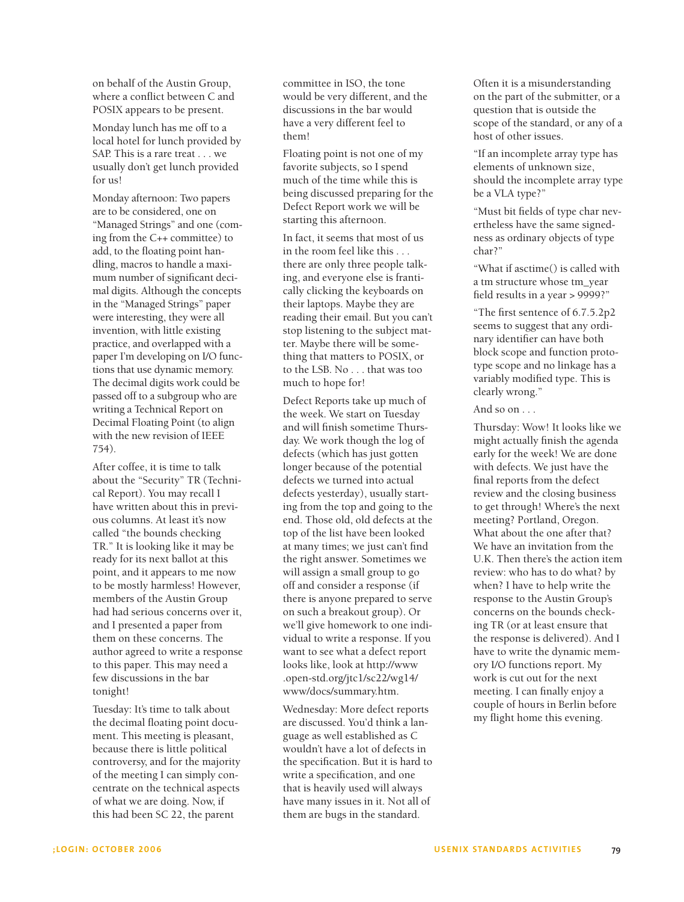on behalf of the Austin Group, where a conflict between C and POSIX appears to be present.

Monday lunch has me off to a local hotel for lunch provided by SAP. This is a rare treat . . . we usually don't get lunch provided for us!

Monday afternoon: Two papers are to be considered, one on "Managed Strings" and one (coming from the C++ committee) to add, to the floating point handling, macros to handle a maximum number of significant decimal digits. Although the concepts in the "Managed Strings" paper were interesting, they were all invention, with little existing practice, and overlapped with a paper I'm developing on I/O functions that use dynamic memory. The decimal digits work could be passed off to a subgroup who are writing a Technical Report on Decimal Floating Point (to align with the new revision of IEEE 754).

After coffee, it is time to talk about the "Security" TR (Technical Report). You may recall I have written about this in previous columns. At least it's now called "the bounds checking TR." It is looking like it may be ready for its next ballot at this point, and it appears to me now to be mostly harmless! However, members of the Austin Group had had serious concerns over it, and I presented a paper from them on these concerns. The author agreed to write a response to this paper. This may need a few discussions in the bar tonight!

Tuesday: It's time to talk about the decimal floating point document. This meeting is pleasant, because there is little political controversy, and for the majority of the meeting I can simply concentrate on the technical aspects of what we are doing. Now, if this had been SC 22, the parent committee in ISO, the tone would be very different, and the discussions in the bar would have a very different feel to them!

Floating point is not one of my favorite subjects, so I spend much of the time while this is being discussed preparing for the Defect Report work we will be starting this afternoon.

In fact, it seems that most of us in the room feel like this . . . there are only three people talking, and everyone else is frantically clicking the keyboards on their laptops. Maybe they are reading their email. But you can't stop listening to the subject matter. Maybe there will be something that matters to POSIX, or to the LSB. No . . . that was too much to hope for!

Defect Reports take up much of the week. We start on Tuesday and will finish sometime Thursday. We work though the log of defects (which has just gotten longer because of the potential defects we turned into actual defects yesterday), usually starting from the top and going to the end. Those old, old defects at the top of the list have been looked at many times; we just can't find the right answer. Sometimes we will assign a small group to go off and consider a response (if there is anyone prepared to serve on such a breakout group). Or we'll give homework to one individual to write a response. If you want to see what a defect report looks like, look at http://www.open-std.org/jtc1/sc22/wg14/www/docs/summary.htm.

Wednesday: More defect reports are discussed. You'd think a language as well established as C wouldn't have a lot of defects in the specification. But it is hard to write a specification, and one that is heavily used will always have many issues in it. Not all of them are bugs in the standard. Often it is a misunderstanding on the part of the submitter, or a question that is outside the scope of the standard, or any of a host of other issues.

"If an incomplete array type has elements of unknown size, should the incomplete array type be a VLA type?"

"Must bit fields of type char nevertheless have the same signedness as ordinary objects of type char?"

"What if asctime() is called with a tm structure whose tm_year field results in a year > 9999?"

"The first sentence of 6.7.5.2p2 seems to suggest that any ordinary identifier can have both block scope and function prototype scope and no linkage has a variably modified type. This is clearly wrong."

And so on . . .

Thursday: Wow! It looks like we might actually finish the agenda early for the week! We are done with defects. We just have the final reports from the defect review and the closing business to get through! Where's the next meeting? Portland, Oregon. What about the one after that? We have an invitation from the U.K. Then there's the action item review: who has to do what? by when? I have to help write the response to the Austin Group's concerns on the bounds checking TR (or at least ensure that the response is delivered). And I have to write the dynamic memory I/O functions report. My work is cut out for the next meeting. I can finally enjoy a couple of hours in Berlin before my flight home this evening.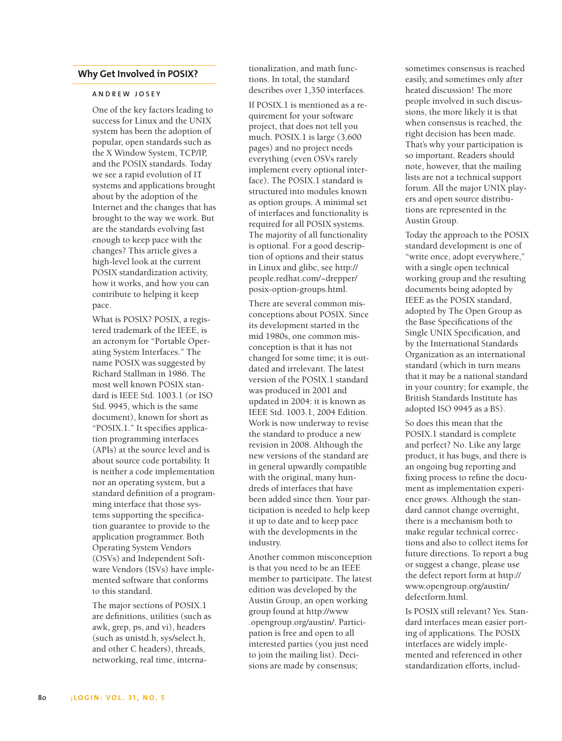## Why Get Involved in POSIX?

ANDREW JOSEY

One of the key factors leading to success for Linux and the UNIX system has been the adoption of popular, open standards such as the X Window System, TCP/IP, and the POSIX standards. Today we see a rapid evolution of IT systems and applications brought about by the adoption of the Internet and the changes that has brought to the way we work. But are the standards evolving fast enough to keep pace with the changes? This article gives a high-level look at the current POSIX standardization activity, how it works, and how you can contribute to helping it keep pace.

What is POSIX? POSIX, a registered trademark of the IEEE, is an acronym for "Portable Operating System Interfaces." The name POSIX was suggested by Richard Stallman in 1986. The most well known POSIX standard is IEEE Std. 1003.1 (or ISO Std. 9945, which is the same document), known for short as "POSIX.1." It specifies application programming interfaces (APIs) at the source level and is about source code portability. It is neither a code implementation nor an operating system, but a standard definition of a programming interface that those systems supporting the specification guarantee to provide to the application programmer. Both Operating System Vendors (OSVs) and Independent Software Vendors (ISVs) have implemented software that conforms to this standard.

The major sections of POSIX.1 are definitions, utilities (such as awk, grep, ps, and vi), headers (such as unistd.h, sys/select.h, and other C headers), threads, networking, real time, internationalization, and math functions. In total, the standard describes over 1,350 interfaces.

If POSIX.1 is mentioned as a requirement for your software project, that does not tell you much. POSIX.1 is large (3,600 pages) and no project needs everything (even OSVs rarely implement every optional interface). The POSIX.1 standard is structured into modules known as option groups. A minimal set of interfaces and functionality is required for all POSIX systems. The majority of all functionality is optional. For a good description of options and their status in Linux and glibc, see http://people.redhat.com/~drepper/posix-option-groups.html.

There are several common misconceptions about POSIX. Since its development started in the mid 1980s, one common misconception is that it has not changed for some time; it is outdated and irrelevant. The latest version of the POSIX.1 standard was produced in 2001 and updated in 2004: it is known as IEEE Std. 1003.1, 2004 Edition. Work is now underway to revise the standard to produce a new revision in 2008. Although the new versions of the standard are in general upwardly compatible with the original, many hundreds of interfaces that have been added since then. Your participation is needed to help keep it up to date and to keep pace with the developments in the industry.

Another common misconception is that you need to be an IEEE member to participate. The latest edition was developed by the Austin Group, an open working group found at http://www.opengroup.org/austin/. Participation is free and open to all interested parties (you just need to join the mailing list). Decisions are made by consensus; sometimes consensus is reached easily, and sometimes only after heated discussion! The more people involved in such discussions, the more likely it is that when consensus is reached, the right decision has been made. That's why your participation is so important. Readers should note, however, that the mailing lists are not a technical support forum. All the major UNIX players and open source distributions are represented in the Austin Group.

Today the approach to the POSIX standard development is one of "write once, adopt everywhere," with a single open technical working group and the resulting documents being adopted by IEEE as the POSIX standard, adopted by The Open Group as the Base Specifications of the Single UNIX Specification, and by the International Standards Organization as an international standard (which in turn means that it may be a national standard in your country; for example, the British Standards Institute has adopted ISO 9945 as a BS).

So does this mean that the POSIX.1 standard is complete and perfect? No. Like any large product, it has bugs, and there is an ongoing bug reporting and fixing process to refine the document as implementation experience grows. Although the standard cannot change overnight, there is a mechanism both to make regular technical corrections and also to collect items for future directions. To report a bug or suggest a change, please use the defect report form at http://www.opengroup.org/austin/defectform.html.

Is POSIX still relevant? Yes. Standard interfaces mean easier porting of applications. The POSIX interfaces are widely implemented and referenced in other standardization efforts, includ-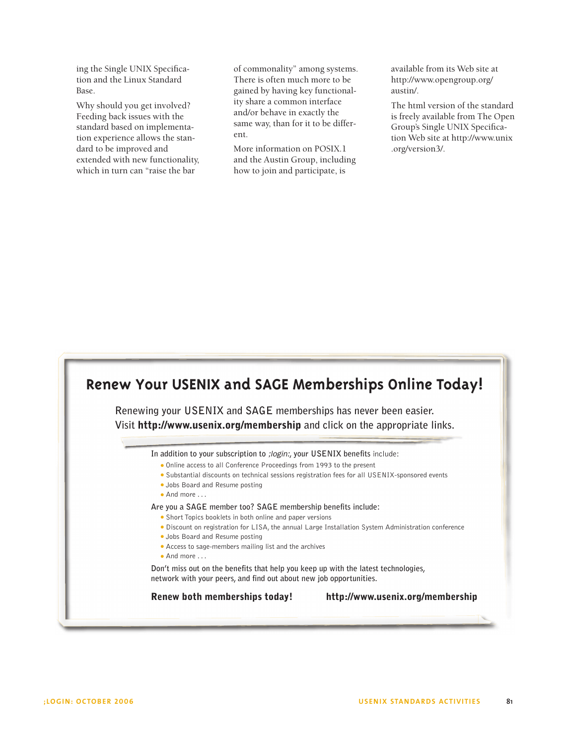ing the Single UNIX Specification and the Linux Standard Base.

Why should you get involved? Feeding back issues with the standard based on implementation experience allows the standard to be improved and extended with new functionality, which in turn can "raise the bar of commonality" among systems. There is often much more to be gained by having key functionality share a common interface and/or behave in exactly the same way, than for it to be different.

More information on POSIX.1 and the Austin Group, including how to join and participate, is available from its Web site at http://www.opengroup.org/austin/.

The html version of the standard is freely available from The Open Group's Single UNIX Specification Web site at http://www.unix.org/version3/.

## Renew Your USENIX and SAGE Memberships Online Today!

Renewing your USENIX and SAGE memberships has never been easier. Visit **http://www.usenix.org/membership** and click on the appropriate links.

In addition to your subscription to *;login:*, your USENIX benefits include:

- Online access to all Conference Proceedings from 1993 to the present
- Substantial discounts on technical sessions registration fees for all USENIX-sponsored events
- Jobs Board and Resume posting
- And more . . .

Are you a SAGE member too? SAGE membership benefits include:

- Short Topics booklets in both online and paper versions
- Discount on registration for LISA, the annual Large Installation System Administration conference
- Jobs Board and Resume posting
- Access to sage-members mailing list and the archives
- And more . . .

Don't miss out on the benefits that help you keep up with the latest technologies, network with your peers, and find out about new job opportunities.

**Renew both memberships today!** **http://www.usenix.org/membership**